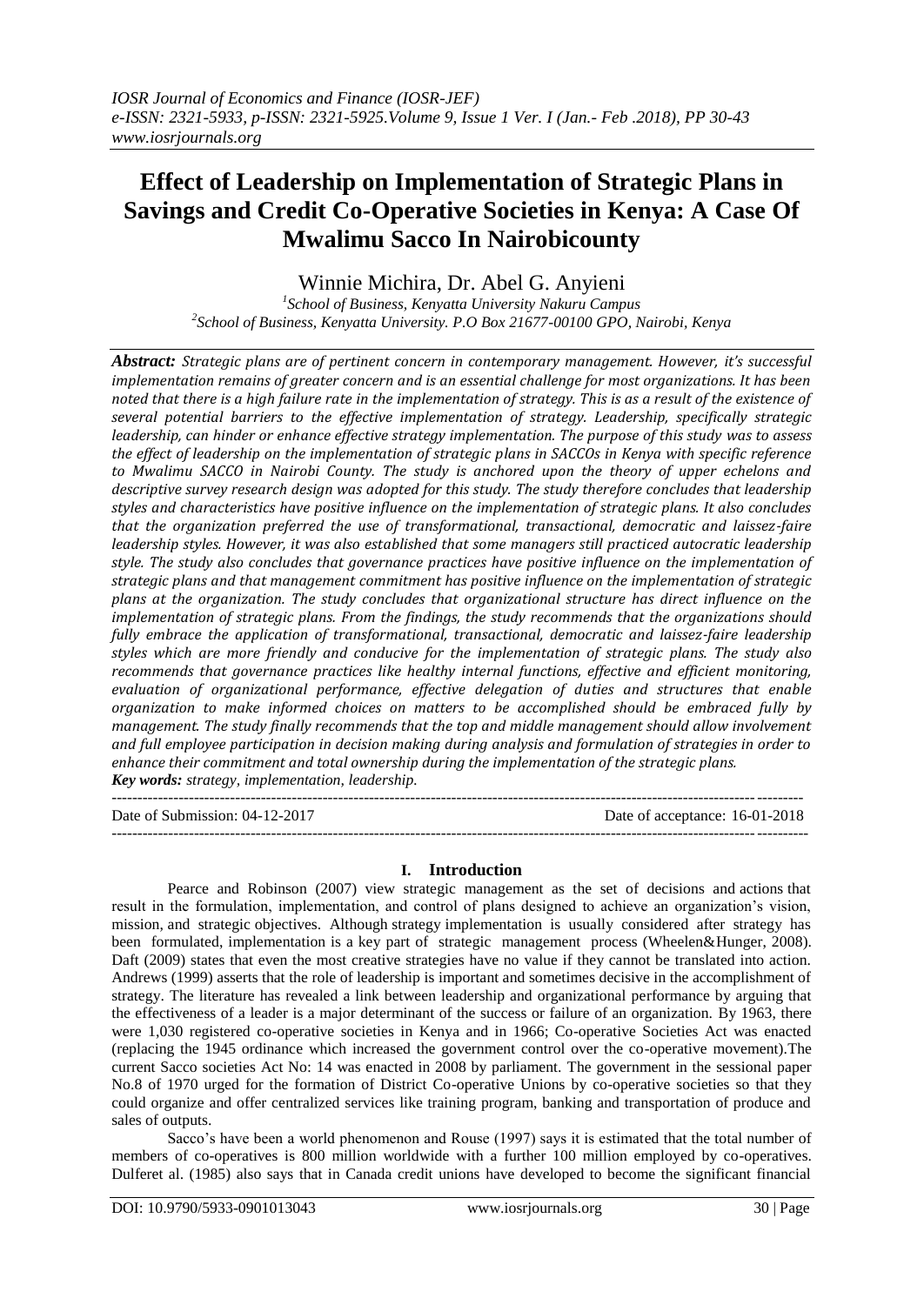# Effect of Leadership on Implementation of Strategic Plans in Savings and Credit Co-Operative Societies in Kenya: A Case Of Mwalimu Sacco In Nairobicounty

Winnie Michira, Dr. Abel G. Anyieni

[1]School of Business, Kenyatta University Nakuru Campus
[2]School of Business, Kenyatta University. P.O Box 21677-00100 GPO, Nairobi, Kenya

***Abstract:*** *Strategic plans are of pertinent concern in contemporary management. However, it's successful implementation remains of greater concern and is an essential challenge for most organizations. It has been noted that there is a high failure rate in the implementation of strategy. This is as a result of the existence of several potential barriers to the effective implementation of strategy. Leadership, specifically strategic leadership, can hinder or enhance effective strategy implementation. The purpose of this study was to assess the effect of leadership on the implementation of strategic plans in SACCOs in Kenya with specific reference to Mwalimu SACCO in Nairobi County. The study is anchored upon the theory of upper echelons and descriptive survey research design was adopted for this study. The study therefore concludes that leadership styles and characteristics have positive influence on the implementation of strategic plans. It also concludes that the organization preferred the use of transformational, transactional, democratic and laissez-faire leadership styles. However, it was also established that some managers still practiced autocratic leadership style. The study also concludes that governance practices have positive influence on the implementation of strategic plans and that management commitment has positive influence on the implementation of strategic plans at the organization. The study concludes that organizational structure has direct influence on the implementation of strategic plans. From the findings, the study recommends that the organizations should fully embrace the application of transformational, transactional, democratic and laissez-faire leadership styles which are more friendly and conducive for the implementation of strategic plans. The study also recommends that governance practices like healthy internal functions, effective and efficient monitoring, evaluation of organizational performance, effective delegation of duties and structures that enable organization to make informed choices on matters to be accomplished should be embraced fully by management. The study finally recommends that the top and middle management should allow involvement and full employee participation in decision making during analysis and formulation of strategies in order to enhance their commitment and total ownership during the implementation of the strategic plans.*

***Key words:*** *strategy, implementation, leadership.*

---

Date of Submission: 04-12-2017 Date of acceptance: 16-01-2018

---

## I. Introduction

Pearce and Robinson (2007) view strategic management as the set of decisions and actions that result in the formulation, implementation, and control of plans designed to achieve an organization's vision, mission, and strategic objectives. Although strategy implementation is usually considered after strategy has been formulated, implementation is a key part of strategic management process (Wheelen&Hunger, 2008). Daft (2009) states that even the most creative strategies have no value if they cannot be translated into action. Andrews (1999) asserts that the role of leadership is important and sometimes decisive in the accomplishment of strategy. The literature has revealed a link between leadership and organizational performance by arguing that the effectiveness of a leader is a major determinant of the success or failure of an organization. By 1963, there were 1,030 registered co-operative societies in Kenya and in 1966; Co-operative Societies Act was enacted (replacing the 1945 ordinance which increased the government control over the co-operative movement).The current Sacco societies Act No: 14 was enacted in 2008 by parliament. The government in the sessional paper No.8 of 1970 urged for the formation of District Co-operative Unions by co-operative societies so that they could organize and offer centralized services like training program, banking and transportation of produce and sales of outputs.

Sacco's have been a world phenomenon and Rouse (1997) says it is estimated that the total number of members of co-operatives is 800 million worldwide with a further 100 million employed by co-operatives. Dulferet al. (1985) also says that in Canada credit unions have developed to become the significant financial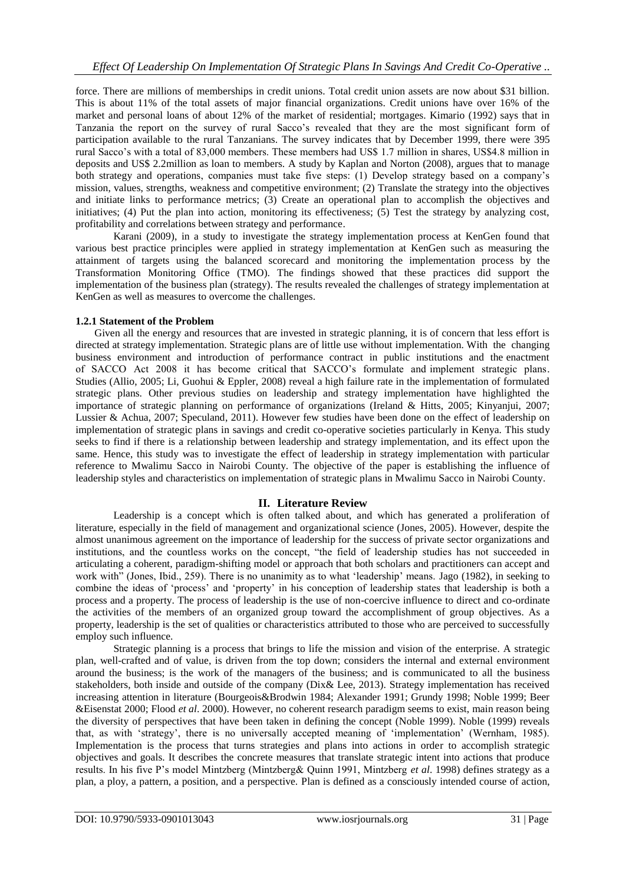force. There are millions of memberships in credit unions. Total credit union assets are now about $31 billion. This is about 11% of the total assets of major financial organizations. Credit unions have over 16% of the market and personal loans of about 12% of the market of residential; mortgages. Kimario (1992) says that in Tanzania the report on the survey of rural Sacco's revealed that they are the most significant form of participation available to the rural Tanzanians. The survey indicates that by December 1999, there were 395 rural Sacco's with a total of 83,000 members. These members had US$ 1.7 million in shares, US$4.8 million in deposits and US$ 2.2million as loan to members. A study by Kaplan and Norton (2008), argues that to manage both strategy and operations, companies must take five steps: (1) Develop strategy based on a company's mission, values, strengths, weakness and competitive environment; (2) Translate the strategy into the objectives and initiate links to performance metrics; (3) Create an operational plan to accomplish the objectives and initiatives; (4) Put the plan into action, monitoring its effectiveness; (5) Test the strategy by analyzing cost, profitability and correlations between strategy and performance.

Karani (2009), in a study to investigate the strategy implementation process at KenGen found that various best practice principles were applied in strategy implementation at KenGen such as measuring the attainment of targets using the balanced scorecard and monitoring the implementation process by the Transformation Monitoring Office (TMO). The findings showed that these practices did support the implementation of the business plan (strategy). The results revealed the challenges of strategy implementation at KenGen as well as measures to overcome the challenges.

### 1.2.1 Statement of the Problem

Given all the energy and resources that are invested in strategic planning, it is of concern that less effort is directed at strategy implementation. Strategic plans are of little use without implementation. With the changing business environment and introduction of performance contract in public institutions and the enactment of SACCO Act 2008 it has become critical that SACCO's formulate and implement strategic plans. Studies (Allio, 2005; Li, Guohui & Eppler, 2008) reveal a high failure rate in the implementation of formulated strategic plans. Other previous studies on leadership and strategy implementation have highlighted the importance of strategic planning on performance of organizations (Ireland & Hitts, 2005; Kinyanjui, 2007; Lussier & Achua, 2007; Speculand, 2011). However few studies have been done on the effect of leadership on implementation of strategic plans in savings and credit co-operative societies particularly in Kenya. This study seeks to find if there is a relationship between leadership and strategy implementation, and its effect upon the same. Hence, this study was to investigate the effect of leadership in strategy implementation with particular reference to Mwalimu Sacco in Nairobi County. The objective of the paper is establishing the influence of leadership styles and characteristics on implementation of strategic plans in Mwalimu Sacco in Nairobi County.

## II. Literature Review

Leadership is a concept which is often talked about, and which has generated a proliferation of literature, especially in the field of management and organizational science (Jones, 2005). However, despite the almost unanimous agreement on the importance of leadership for the success of private sector organizations and institutions, and the countless works on the concept, "the field of leadership studies has not succeeded in articulating a coherent, paradigm-shifting model or approach that both scholars and practitioners can accept and work with" (Jones, Ibid., 259). There is no unanimity as to what 'leadership' means. Jago (1982), in seeking to combine the ideas of 'process' and 'property' in his conception of leadership states that leadership is both a process and a property. The process of leadership is the use of non-coercive influence to direct and co-ordinate the activities of the members of an organized group toward the accomplishment of group objectives. As a property, leadership is the set of qualities or characteristics attributed to those who are perceived to successfully employ such influence.

Strategic planning is a process that brings to life the mission and vision of the enterprise. A strategic plan, well-crafted and of value, is driven from the top down; considers the internal and external environment around the business; is the work of the managers of the business; and is communicated to all the business stakeholders, both inside and outside of the company (Dix& Lee, 2013). Strategy implementation has received increasing attention in literature (Bourgeois&Brodwin 1984; Alexander 1991; Grundy 1998; Noble 1999; Beer &Eisenstat 2000; Flood *et al*. 2000). However, no coherent research paradigm seems to exist, main reason being the diversity of perspectives that have been taken in defining the concept (Noble 1999). Noble (1999) reveals that, as with 'strategy', there is no universally accepted meaning of 'implementation' (Wernham, 1985). Implementation is the process that turns strategies and plans into actions in order to accomplish strategic objectives and goals. It describes the concrete measures that translate strategic intent into actions that produce results. In his five P's model Mintzberg (Mintzberg& Quinn 1991, Mintzberg *et al*. 1998) defines strategy as a plan, a ploy, a pattern, a position, and a perspective. Plan is defined as a consciously intended course of action,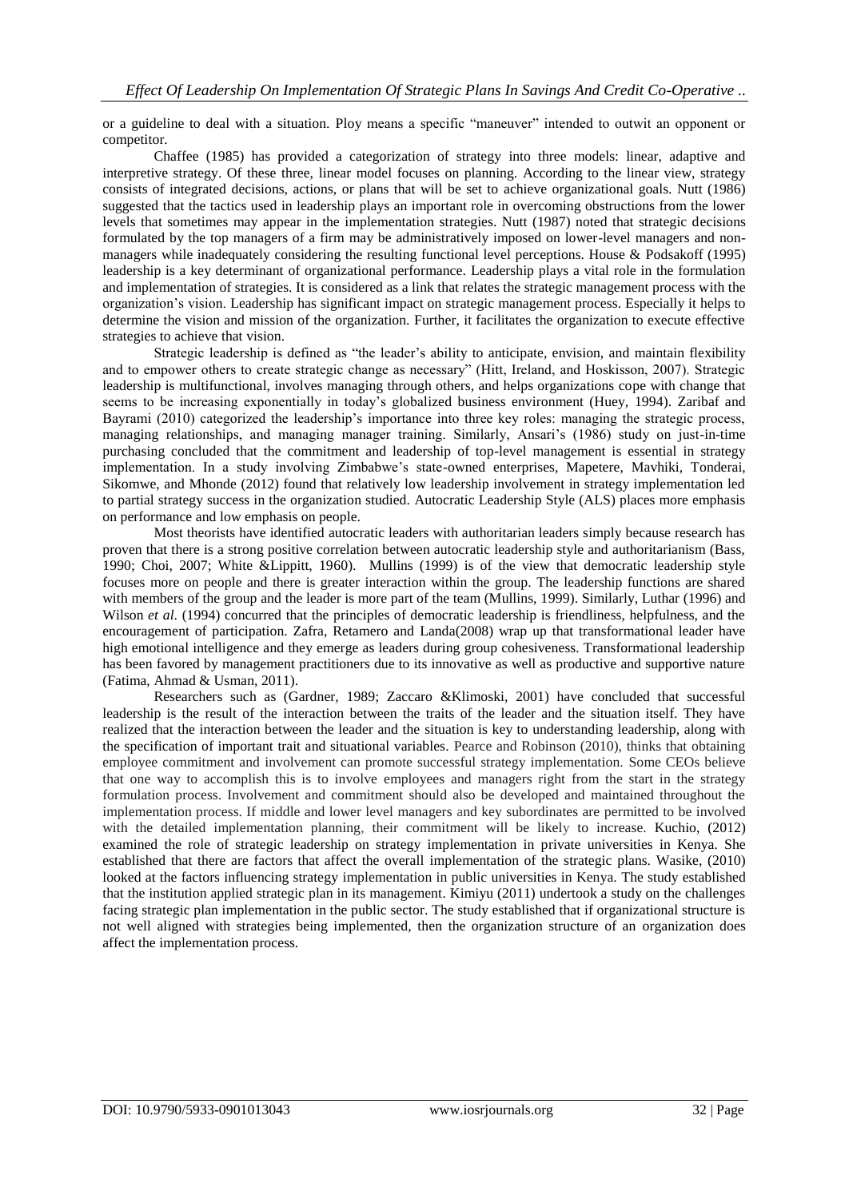or a guideline to deal with a situation. Ploy means a specific "maneuver" intended to outwit an opponent or competitor.

Chaffee (1985) has provided a categorization of strategy into three models: linear, adaptive and interpretive strategy. Of these three, linear model focuses on planning. According to the linear view, strategy consists of integrated decisions, actions, or plans that will be set to achieve organizational goals. Nutt (1986) suggested that the tactics used in leadership plays an important role in overcoming obstructions from the lower levels that sometimes may appear in the implementation strategies. Nutt (1987) noted that strategic decisions formulated by the top managers of a firm may be administratively imposed on lower-level managers and non-managers while inadequately considering the resulting functional level perceptions. House & Podsakoff (1995) leadership is a key determinant of organizational performance. Leadership plays a vital role in the formulation and implementation of strategies. It is considered as a link that relates the strategic management process with the organization's vision. Leadership has significant impact on strategic management process. Especially it helps to determine the vision and mission of the organization. Further, it facilitates the organization to execute effective strategies to achieve that vision.

Strategic leadership is defined as "the leader's ability to anticipate, envision, and maintain flexibility and to empower others to create strategic change as necessary" (Hitt, Ireland, and Hoskisson, 2007). Strategic leadership is multifunctional, involves managing through others, and helps organizations cope with change that seems to be increasing exponentially in today's globalized business environment (Huey, 1994). Zaribaf and Bayrami (2010) categorized the leadership's importance into three key roles: managing the strategic process, managing relationships, and managing manager training. Similarly, Ansari's (1986) study on just-in-time purchasing concluded that the commitment and leadership of top-level management is essential in strategy implementation. In a study involving Zimbabwe's state-owned enterprises, Mapetere, Mavhiki, Tonderai, Sikomwe, and Mhonde (2012) found that relatively low leadership involvement in strategy implementation led to partial strategy success in the organization studied. Autocratic Leadership Style (ALS) places more emphasis on performance and low emphasis on people.

Most theorists have identified autocratic leaders with authoritarian leaders simply because research has proven that there is a strong positive correlation between autocratic leadership style and authoritarianism (Bass, 1990; Choi, 2007; White &Lippitt, 1960). Mullins (1999) is of the view that democratic leadership style focuses more on people and there is greater interaction within the group. The leadership functions are shared with members of the group and the leader is more part of the team (Mullins, 1999). Similarly, Luthar (1996) and Wilson *et al*. (1994) concurred that the principles of democratic leadership is friendliness, helpfulness, and the encouragement of participation. Zafra, Retamero and Landa(2008) wrap up that transformational leader have high emotional intelligence and they emerge as leaders during group cohesiveness. Transformational leadership has been favored by management practitioners due to its innovative as well as productive and supportive nature (Fatima, Ahmad & Usman, 2011).

Researchers such as (Gardner, 1989; Zaccaro &Klimoski, 2001) have concluded that successful leadership is the result of the interaction between the traits of the leader and the situation itself. They have realized that the interaction between the leader and the situation is key to understanding leadership, along with the specification of important trait and situational variables. Pearce and Robinson (2010), thinks that obtaining employee commitment and involvement can promote successful strategy implementation. Some CEOs believe that one way to accomplish this is to involve employees and managers right from the start in the strategy formulation process. Involvement and commitment should also be developed and maintained throughout the implementation process. If middle and lower level managers and key subordinates are permitted to be involved with the detailed implementation planning, their commitment will be likely to increase. Kuchio, (2012) examined the role of strategic leadership on strategy implementation in private universities in Kenya. She established that there are factors that affect the overall implementation of the strategic plans. Wasike, (2010) looked at the factors influencing strategy implementation in public universities in Kenya. The study established that the institution applied strategic plan in its management. Kimiyu (2011) undertook a study on the challenges facing strategic plan implementation in the public sector. The study established that if organizational structure is not well aligned with strategies being implemented, then the organization structure of an organization does affect the implementation process.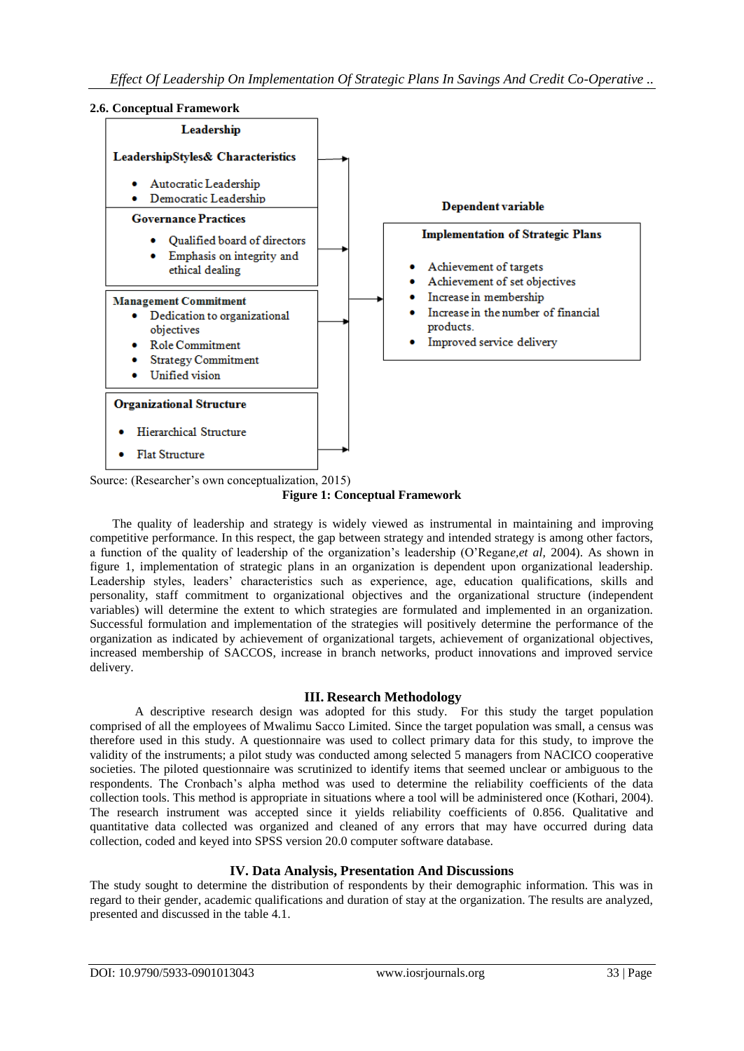### 2.6. Conceptual Framework

**Leadership**

**LeadershipStyles& Characteristics**

- Autocratic Leadership
- Democratic Leadership

**Governance Practices**

- Qualified board of directors
- Emphasis on integrity and ethical dealing

**Management Commitment**

- Dedication to organizational objectives
- Role Commitment
- Strategy Commitment
- Unified vision

**Organizational Structure**

- Hierarchical Structure
- Flat Structure

**Dependent variable**

**Implementation of Strategic Plans**

- Achievement of targets
- Achievement of set objectives
- Increase in membership
- Increase in the number of financial products.
- Improved service delivery

Source: (Researcher's own conceptualization, 2015)

**Figure 1: Conceptual Framework**

The quality of leadership and strategy is widely viewed as instrumental in maintaining and improving competitive performance. In this respect, the gap between strategy and intended strategy is among other factors, a function of the quality of leadership of the organization's leadership (O'Regan*e,et al,* 2004). As shown in figure 1, implementation of strategic plans in an organization is dependent upon organizational leadership. Leadership styles, leaders' characteristics such as experience, age, education qualifications, skills and personality, staff commitment to organizational objectives and the organizational structure (independent variables) will determine the extent to which strategies are formulated and implemented in an organization. Successful formulation and implementation of the strategies will positively determine the performance of the organization as indicated by achievement of organizational targets, achievement of organizational objectives, increased membership of SACCOS, increase in branch networks, product innovations and improved service delivery.

## III. Research Methodology

A descriptive research design was adopted for this study. For this study the target population comprised of all the employees of Mwalimu Sacco Limited. Since the target population was small, a census was therefore used in this study. A questionnaire was used to collect primary data for this study, to improve the validity of the instruments; a pilot study was conducted among selected 5 managers from NACICO cooperative societies. The piloted questionnaire was scrutinized to identify items that seemed unclear or ambiguous to the respondents. The Cronbach's alpha method was used to determine the reliability coefficients of the data collection tools. This method is appropriate in situations where a tool will be administered once (Kothari, 2004). The research instrument was accepted since it yields reliability coefficients of 0.856. Qualitative and quantitative data collected was organized and cleaned of any errors that may have occurred during data collection, coded and keyed into SPSS version 20.0 computer software database.

## IV. Data Analysis, Presentation And Discussions

The study sought to determine the distribution of respondents by their demographic information. This was in regard to their gender, academic qualifications and duration of stay at the organization. The results are analyzed, presented and discussed in the table 4.1.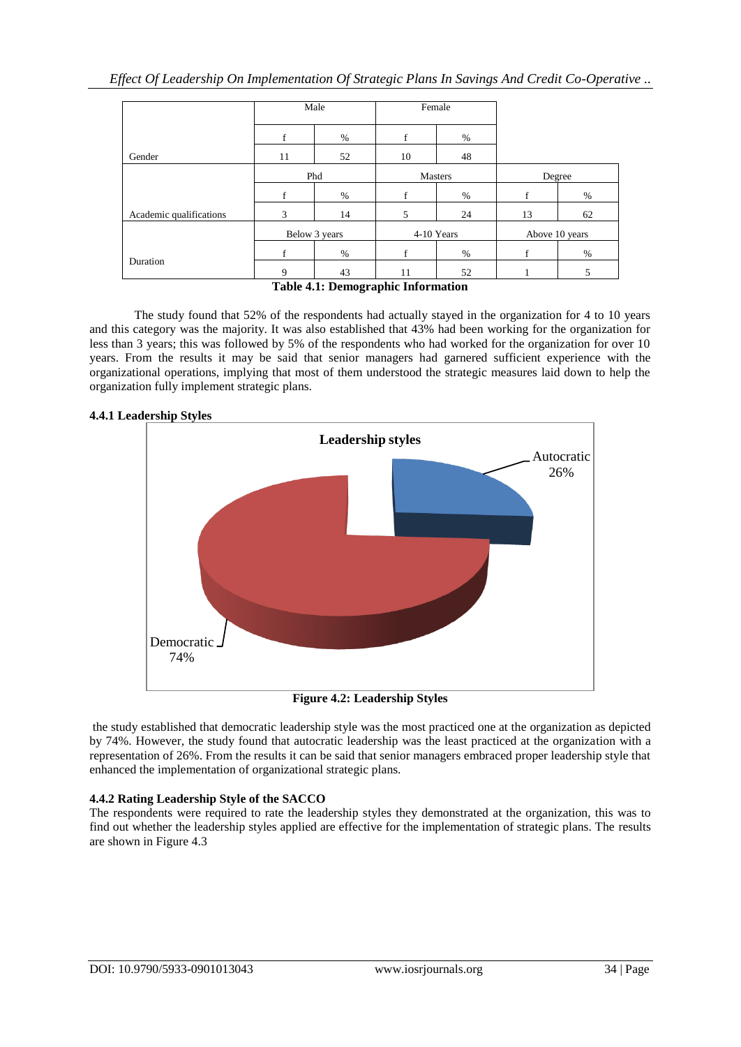| | Male | | Female | | | |
|---|---|---|---|---|---|---|
| | f | % | f | % | | |
| Gender | 11 | 52 | 10 | 48 | | |
| | Phd | | Masters | | Degree | |
| | f | % | f | % | f | % |
| Academic qualifications | 3 | 14 | 5 | 24 | 13 | 62 |
| | Below 3 years | | 4-10 Years | | Above 10 years | |
| | f | % | f | % | f | % |
| Duration | 9 | 43 | 11 | 52 | 1 | 5 |

**Table 4.1: Demographic Information**

The study found that 52% of the respondents had actually stayed in the organization for 4 to 10 years and this category was the majority. It was also established that 43% had been working for the organization for less than 3 years; this was followed by 5% of the respondents who had worked for the organization for over 10 years. From the results it may be said that senior managers had garnered sufficient experience with the organizational operations, implying that most of them understood the strategic measures laid down to help the organization fully implement strategic plans.

### 4.4.1 Leadership Styles

**Figure 4.2: Leadership Styles**

the study established that democratic leadership style was the most practiced one at the organization as depicted by 74%. However, the study found that autocratic leadership was the least practiced at the organization with a representation of 26%. From the results it can be said that senior managers embraced proper leadership style that enhanced the implementation of organizational strategic plans.

### 4.4.2 Rating Leadership Style of the SACCO

The respondents were required to rate the leadership styles they demonstrated at the organization, this was to find out whether the leadership styles applied are effective for the implementation of strategic plans. The results are shown in Figure 4.3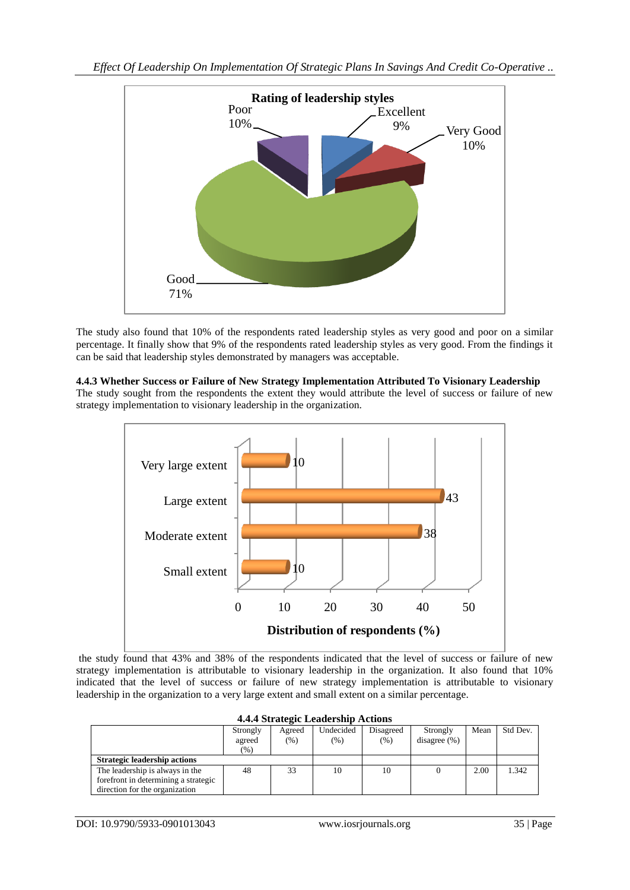**Rating of leadership styles**

| Rating | Percentage |
|---|---|
| Poor | 10% |
| Excellent | 9% |
| Very Good | 10% |
| Good | 71% |

The study also found that 10% of the respondents rated leadership styles as very good and poor on a similar percentage. It finally show that 9% of the respondents rated leadership styles as very good. From the findings it can be said that leadership styles demonstrated by managers was acceptable.

**4.4.3 Whether Success or Failure of New Strategy Implementation Attributed To Visionary Leadership**

The study sought from the respondents the extent they would attribute the level of success or failure of new strategy implementation to visionary leadership in the organization.

| Extent | Distribution of respondents (%) |
|---|---|
| Very large extent | 10 |
| Large extent | 43 |
| Moderate extent | 38 |
| Small extent | 10 |

the study found that 43% and 38% of the respondents indicated that the level of success or failure of new strategy implementation is attributable to visionary leadership in the organization. It also found that 10% indicated that the level of success or failure of new strategy implementation is attributable to visionary leadership in the organization to a very large extent and small extent on a similar percentage.

**4.4.4 Strategic Leadership Actions**

| | Strongly agreed (%) | Agreed (%) | Undecided (%) | Disagreed (%) | Strongly disagree (%) | Mean | Std Dev. |
|---|---|---|---|---|---|---|---|
| **Strategic leadership actions** | | | | | | | |
| The leadership is always in the forefront in determining a strategic direction for the organization | 48 | 33 | 10 | 10 | 0 | 2.00 | 1.342 |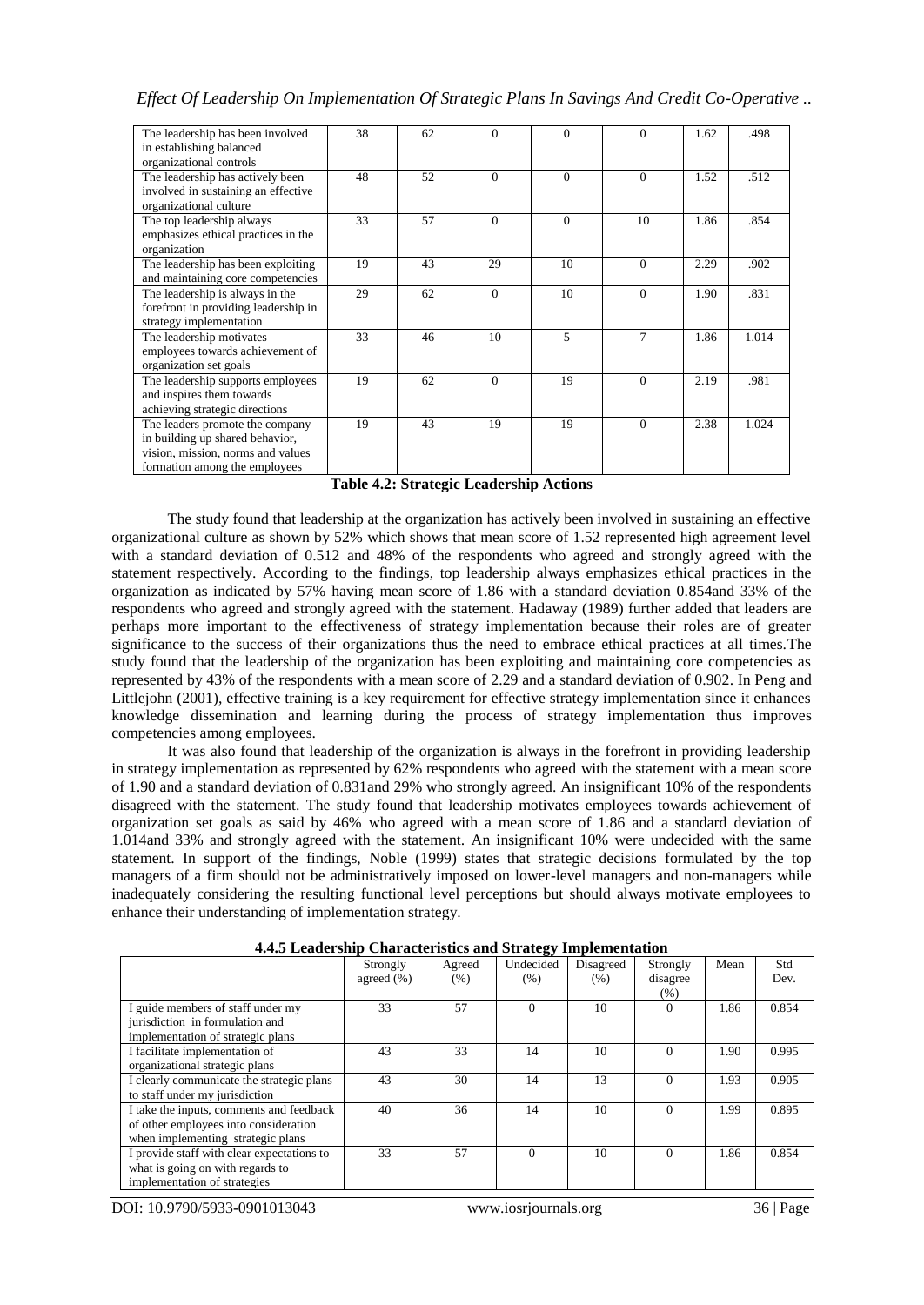| | | | | | | | |
|---|---|---|---|---|---|---|---|
| The leadership has been involved in establishing balanced organizational controls | 38 | 62 | 0 | 0 | 0 | 1.62 | .498 |
| The leadership has actively been involved in sustaining an effective organizational culture | 48 | 52 | 0 | 0 | 0 | 1.52 | .512 |
| The top leadership always emphasizes ethical practices in the organization | 33 | 57 | 0 | 0 | 10 | 1.86 | .854 |
| The leadership has been exploiting and maintaining core competencies | 19 | 43 | 29 | 10 | 0 | 2.29 | .902 |
| The leadership is always in the forefront in providing leadership in strategy implementation | 29 | 62 | 0 | 10 | 0 | 1.90 | .831 |
| The leadership motivates employees towards achievement of organization set goals | 33 | 46 | 10 | 5 | 7 | 1.86 | 1.014 |
| The leadership supports employees and inspires them towards achieving strategic directions | 19 | 62 | 0 | 19 | 0 | 2.19 | .981 |
| The leaders promote the company in building up shared behavior, vision, mission, norms and values formation among the employees | 19 | 43 | 19 | 19 | 0 | 2.38 | 1.024 |

**Table 4.2: Strategic Leadership Actions**

The study found that leadership at the organization has actively been involved in sustaining an effective organizational culture as shown by 52% which shows that mean score of 1.52 represented high agreement level with a standard deviation of 0.512 and 48% of the respondents who agreed and strongly agreed with the statement respectively. According to the findings, top leadership always emphasizes ethical practices in the organization as indicated by 57% having mean score of 1.86 with a standard deviation 0.854and 33% of the respondents who agreed and strongly agreed with the statement. Hadaway (1989) further added that leaders are perhaps more important to the effectiveness of strategy implementation because their roles are of greater significance to the success of their organizations thus the need to embrace ethical practices at all times.The study found that the leadership of the organization has been exploiting and maintaining core competencies as represented by 43% of the respondents with a mean score of 2.29 and a standard deviation of 0.902. In Peng and Littlejohn (2001), effective training is a key requirement for effective strategy implementation since it enhances knowledge dissemination and learning during the process of strategy implementation thus improves competencies among employees.

It was also found that leadership of the organization is always in the forefront in providing leadership in strategy implementation as represented by 62% respondents who agreed with the statement with a mean score of 1.90 and a standard deviation of 0.831and 29% who strongly agreed. An insignificant 10% of the respondents disagreed with the statement. The study found that leadership motivates employees towards achievement of organization set goals as said by 46% who agreed with a mean score of 1.86 and a standard deviation of 1.014and 33% and strongly agreed with the statement. An insignificant 10% were undecided with the same statement. In support of the findings, Noble (1999) states that strategic decisions formulated by the top managers of a firm should not be administratively imposed on lower-level managers and non-managers while inadequately considering the resulting functional level perceptions but should always motivate employees to enhance their understanding of implementation strategy.

#### 4.4.5 Leadership Characteristics and Strategy Implementation

| | Strongly agreed (%) | Agreed (%) | Undecided (%) | Disagreed (%) | Strongly disagree (%) | Mean | Std Dev. |
|---|---|---|---|---|---|---|---|
| I guide members of staff under my jurisdiction in formulation and implementation of strategic plans | 33 | 57 | 0 | 10 | 0 | 1.86 | 0.854 |
| I facilitate implementation of organizational strategic plans | 43 | 33 | 14 | 10 | 0 | 1.90 | 0.995 |
| I clearly communicate the strategic plans to staff under my jurisdiction | 43 | 30 | 14 | 13 | 0 | 1.93 | 0.905 |
| I take the inputs, comments and feedback of other employees into consideration when implementing strategic plans | 40 | 36 | 14 | 10 | 0 | 1.99 | 0.895 |
| I provide staff with clear expectations to what is going on with regards to implementation of strategies | 33 | 57 | 0 | 10 | 0 | 1.86 | 0.854 |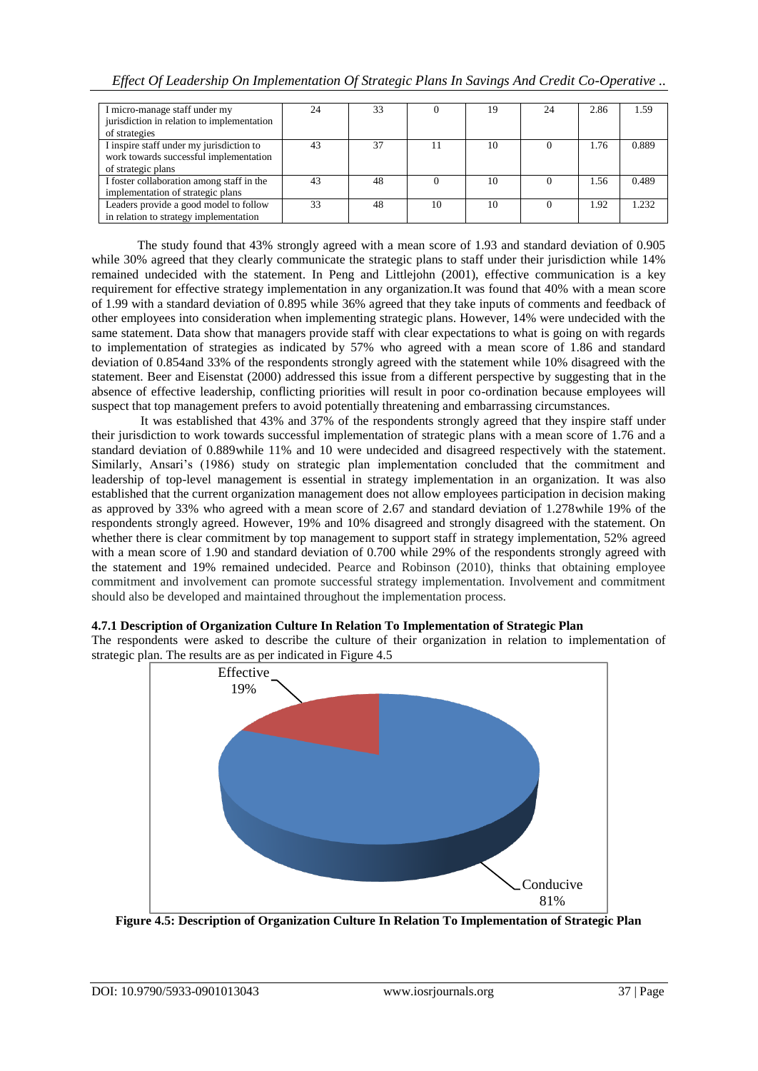| | | | | | | | |
|---|---|---|---|---|---|---|---|
| I micro-manage staff under my jurisdiction in relation to implementation of strategies | 24 | 33 | 0 | 19 | 24 | 2.86 | 1.59 |
| I inspire staff under my jurisdiction to work towards successful implementation of strategic plans | 43 | 37 | 11 | 10 | 0 | 1.76 | 0.889 |
| I foster collaboration among staff in the implementation of strategic plans | 43 | 48 | 0 | 10 | 0 | 1.56 | 0.489 |
| Leaders provide a good model to follow in relation to strategy implementation | 33 | 48 | 10 | 10 | 0 | 1.92 | 1.232 |

The study found that 43% strongly agreed with a mean score of 1.93 and standard deviation of 0.905 while 30% agreed that they clearly communicate the strategic plans to staff under their jurisdiction while 14% remained undecided with the statement. In Peng and Littlejohn (2001), effective communication is a key requirement for effective strategy implementation in any organization.It was found that 40% with a mean score of 1.99 with a standard deviation of 0.895 while 36% agreed that they take inputs of comments and feedback of other employees into consideration when implementing strategic plans. However, 14% were undecided with the same statement. Data show that managers provide staff with clear expectations to what is going on with regards to implementation of strategies as indicated by 57% who agreed with a mean score of 1.86 and standard deviation of 0.854and 33% of the respondents strongly agreed with the statement while 10% disagreed with the statement. Beer and Eisenstat (2000) addressed this issue from a different perspective by suggesting that in the absence of effective leadership, conflicting priorities will result in poor co-ordination because employees will suspect that top management prefers to avoid potentially threatening and embarrassing circumstances.

It was established that 43% and 37% of the respondents strongly agreed that they inspire staff under their jurisdiction to work towards successful implementation of strategic plans with a mean score of 1.76 and a standard deviation of 0.889while 11% and 10 were undecided and disagreed respectively with the statement. Similarly, Ansari's (1986) study on strategic plan implementation concluded that the commitment and leadership of top-level management is essential in strategy implementation in an organization. It was also established that the current organization management does not allow employees participation in decision making as approved by 33% who agreed with a mean score of 2.67 and standard deviation of 1.278while 19% of the respondents strongly agreed. However, 19% and 10% disagreed and strongly disagreed with the statement. On whether there is clear commitment by top management to support staff in strategy implementation, 52% agreed with a mean score of 1.90 and standard deviation of 0.700 while 29% of the respondents strongly agreed with the statement and 19% remained undecided. Pearce and Robinson (2010), thinks that obtaining employee commitment and involvement can promote successful strategy implementation. Involvement and commitment should also be developed and maintained throughout the implementation process.

**4.7.1 Description of Organization Culture In Relation To Implementation of Strategic Plan**

The respondents were asked to describe the culture of their organization in relation to implementation of strategic plan. The results are as per indicated in Figure 4.5

Effective 19%

Conducive 81%

**Figure 4.5: Description of Organization Culture In Relation To Implementation of Strategic Plan**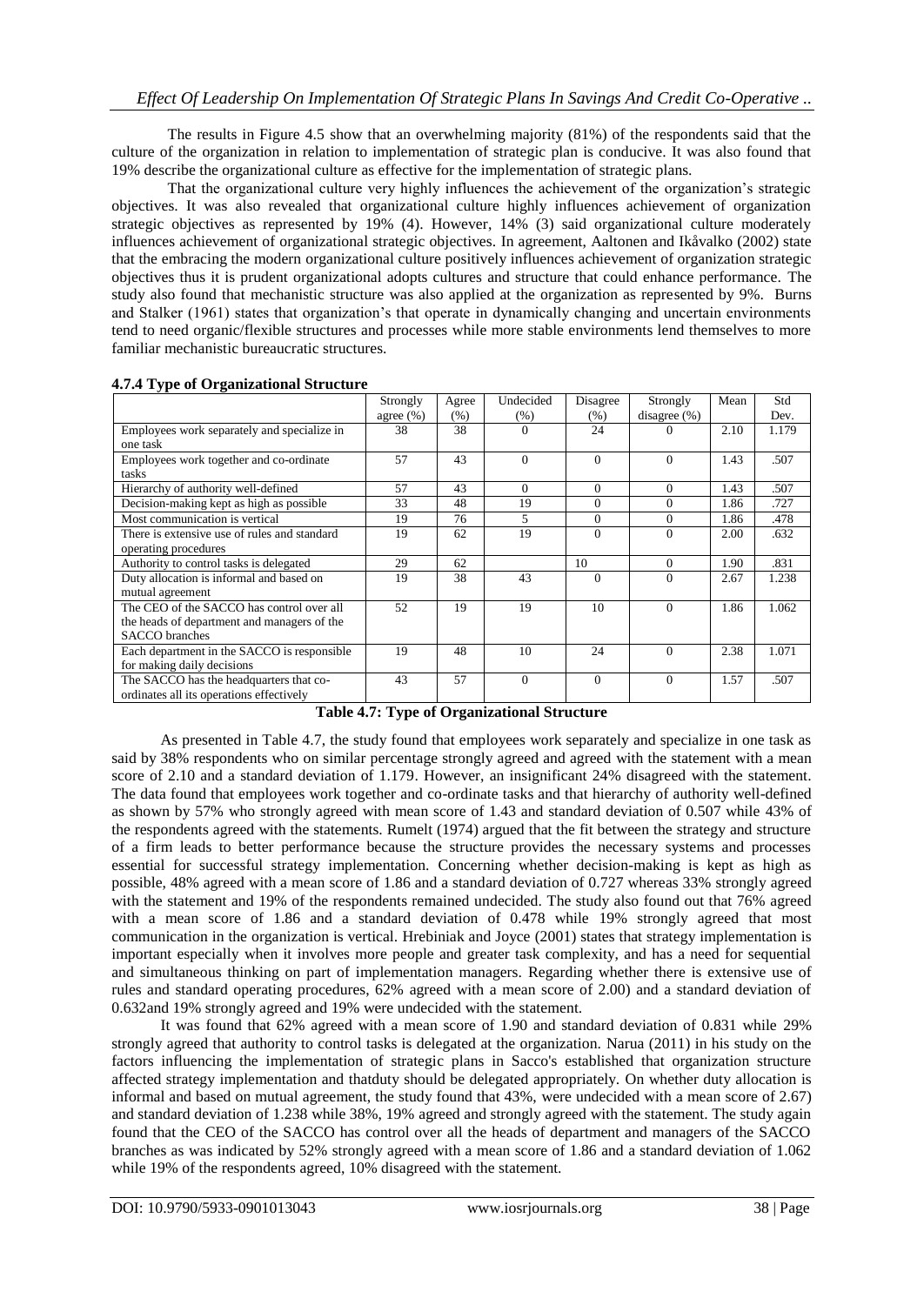The results in Figure 4.5 show that an overwhelming majority (81%) of the respondents said that the culture of the organization in relation to implementation of strategic plan is conducive. It was also found that 19% describe the organizational culture as effective for the implementation of strategic plans.

That the organizational culture very highly influences the achievement of the organization's strategic objectives. It was also revealed that organizational culture highly influences achievement of organization strategic objectives as represented by 19% (4). However, 14% (3) said organizational culture moderately influences achievement of organizational strategic objectives. In agreement, Aaltonen and Ikåvalko (2002) state that the embracing the modern organizational culture positively influences achievement of organization strategic objectives thus it is prudent organizational adopts cultures and structure that could enhance performance. The study also found that mechanistic structure was also applied at the organization as represented by 9%. Burns and Stalker (1961) states that organization's that operate in dynamically changing and uncertain environments tend to need organic/flexible structures and processes while more stable environments lend themselves to more familiar mechanistic bureaucratic structures.

#### 4.7.4 Type of Organizational Structure

| | Strongly agree (%) | Agree (%) | Undecided (%) | Disagree (%) | Strongly disagree (%) | Mean | Std Dev. |
|---|---|---|---|---|---|---|---|
| Employees work separately and specialize in one task | 38 | 38 | 0 | 24 | 0 | 2.10 | 1.179 |
| Employees work together and co-ordinate tasks | 57 | 43 | 0 | 0 | 0 | 1.43 | .507 |
| Hierarchy of authority well-defined | 57 | 43 | 0 | 0 | 0 | 1.43 | .507 |
| Decision-making kept as high as possible | 33 | 48 | 19 | 0 | 0 | 1.86 | .727 |
| Most communication is vertical | 19 | 76 | 5 | 0 | 0 | 1.86 | .478 |
| There is extensive use of rules and standard operating procedures | 19 | 62 | 19 | 0 | 0 | 2.00 | .632 |
| Authority to control tasks is delegated | 29 | 62 | | 10 | 0 | 1.90 | .831 |
| Duty allocation is informal and based on mutual agreement | 19 | 38 | 43 | 0 | 0 | 2.67 | 1.238 |
| The CEO of the SACCO has control over all the heads of department and managers of the SACCO branches | 52 | 19 | 19 | 10 | 0 | 1.86 | 1.062 |
| Each department in the SACCO is responsible for making daily decisions | 19 | 48 | 10 | 24 | 0 | 2.38 | 1.071 |
| The SACCO has the headquarters that co-ordinates all its operations effectively | 43 | 57 | 0 | 0 | 0 | 1.57 | .507 |

**Table 4.7: Type of Organizational Structure**

As presented in Table 4.7, the study found that employees work separately and specialize in one task as said by 38% respondents who on similar percentage strongly agreed and agreed with the statement with a mean score of 2.10 and a standard deviation of 1.179. However, an insignificant 24% disagreed with the statement. The data found that employees work together and co-ordinate tasks and that hierarchy of authority well-defined as shown by 57% who strongly agreed with mean score of 1.43 and standard deviation of 0.507 while 43% of the respondents agreed with the statements. Rumelt (1974) argued that the fit between the strategy and structure of a firm leads to better performance because the structure provides the necessary systems and processes essential for successful strategy implementation. Concerning whether decision-making is kept as high as possible, 48% agreed with a mean score of 1.86 and a standard deviation of 0.727 whereas 33% strongly agreed with the statement and 19% of the respondents remained undecided. The study also found out that 76% agreed with a mean score of 1.86 and a standard deviation of 0.478 while 19% strongly agreed that most communication in the organization is vertical. Hrebiniak and Joyce (2001) states that strategy implementation is important especially when it involves more people and greater task complexity, and has a need for sequential and simultaneous thinking on part of implementation managers. Regarding whether there is extensive use of rules and standard operating procedures, 62% agreed with a mean score of 2.00) and a standard deviation of 0.632and 19% strongly agreed and 19% were undecided with the statement.

It was found that 62% agreed with a mean score of 1.90 and standard deviation of 0.831 while 29% strongly agreed that authority to control tasks is delegated at the organization. Narua (2011) in his study on the factors influencing the implementation of strategic plans in Sacco's established that organization structure affected strategy implementation and thatduty should be delegated appropriately. On whether duty allocation is informal and based on mutual agreement, the study found that 43%, were undecided with a mean score of 2.67) and standard deviation of 1.238 while 38%, 19% agreed and strongly agreed with the statement. The study again found that the CEO of the SACCO has control over all the heads of department and managers of the SACCO branches as was indicated by 52% strongly agreed with a mean score of 1.86 and a standard deviation of 1.062 while 19% of the respondents agreed, 10% disagreed with the statement.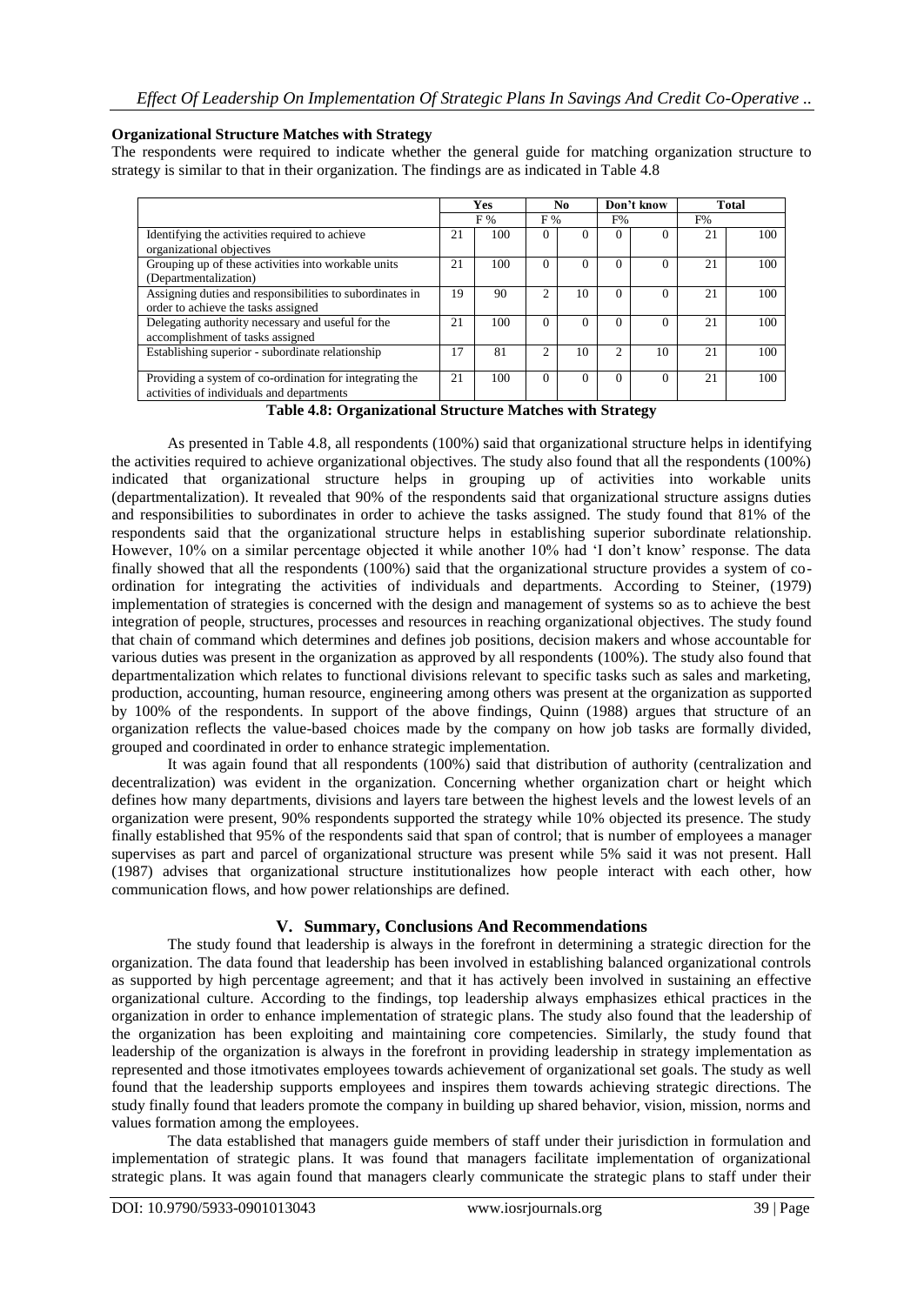### Organizational Structure Matches with Strategy

The respondents were required to indicate whether the general guide for matching organization structure to strategy is similar to that in their organization. The findings are as indicated in Table 4.8

| | Yes | | No | | Don't know | | Total | |
|---|---|---|---|---|---|---|---|---|
| | F % | | F % | | F% | | F% | |
| Identifying the activities required to achieve organizational objectives | 21 | 100 | 0 | 0 | 0 | 0 | 21 | 100 |
| Grouping up of these activities into workable units (Departmentalization) | 21 | 100 | 0 | 0 | 0 | 0 | 21 | 100 |
| Assigning duties and responsibilities to subordinates in order to achieve the tasks assigned | 19 | 90 | 2 | 10 | 0 | 0 | 21 | 100 |
| Delegating authority necessary and useful for the accomplishment of tasks assigned | 21 | 100 | 0 | 0 | 0 | 0 | 21 | 100 |
| Establishing superior - subordinate relationship | 17 | 81 | 2 | 10 | 2 | 10 | 21 | 100 |
| Providing a system of co-ordination for integrating the activities of individuals and departments | 21 | 100 | 0 | 0 | 0 | 0 | 21 | 100 |

**Table 4.8: Organizational Structure Matches with Strategy**

As presented in Table 4.8, all respondents (100%) said that organizational structure helps in identifying the activities required to achieve organizational objectives. The study also found that all the respondents (100%) indicated that organizational structure helps in grouping up of activities into workable units (departmentalization). It revealed that 90% of the respondents said that organizational structure assigns duties and responsibilities to subordinates in order to achieve the tasks assigned. The study found that 81% of the respondents said that the organizational structure helps in establishing superior subordinate relationship. However, 10% on a similar percentage objected it while another 10% had 'I don't know' response. The data finally showed that all the respondents (100%) said that the organizational structure provides a system of co-ordination for integrating the activities of individuals and departments. According to Steiner, (1979) implementation of strategies is concerned with the design and management of systems so as to achieve the best integration of people, structures, processes and resources in reaching organizational objectives. The study found that chain of command which determines and defines job positions, decision makers and whose accountable for various duties was present in the organization as approved by all respondents (100%). The study also found that departmentalization which relates to functional divisions relevant to specific tasks such as sales and marketing, production, accounting, human resource, engineering among others was present at the organization as supported by 100% of the respondents. In support of the above findings, Quinn (1988) argues that structure of an organization reflects the value-based choices made by the company on how job tasks are formally divided, grouped and coordinated in order to enhance strategic implementation.

It was again found that all respondents (100%) said that distribution of authority (centralization and decentralization) was evident in the organization. Concerning whether organization chart or height which defines how many departments, divisions and layers tare between the highest levels and the lowest levels of an organization were present, 90% respondents supported the strategy while 10% objected its presence. The study finally established that 95% of the respondents said that span of control; that is number of employees a manager supervises as part and parcel of organizational structure was present while 5% said it was not present. Hall (1987) advises that organizational structure institutionalizes how people interact with each other, how communication flows, and how power relationships are defined.

## V. Summary, Conclusions And Recommendations

The study found that leadership is always in the forefront in determining a strategic direction for the organization. The data found that leadership has been involved in establishing balanced organizational controls as supported by high percentage agreement; and that it has actively been involved in sustaining an effective organizational culture. According to the findings, top leadership always emphasizes ethical practices in the organization in order to enhance implementation of strategic plans. The study also found that the leadership of the organization has been exploiting and maintaining core competencies. Similarly, the study found that leadership of the organization is always in the forefront in providing leadership in strategy implementation as represented and those itmotivates employees towards achievement of organizational set goals. The study as well found that the leadership supports employees and inspires them towards achieving strategic directions. The study finally found that leaders promote the company in building up shared behavior, vision, mission, norms and values formation among the employees.

The data established that managers guide members of staff under their jurisdiction in formulation and implementation of strategic plans. It was found that managers facilitate implementation of organizational strategic plans. It was again found that managers clearly communicate the strategic plans to staff under their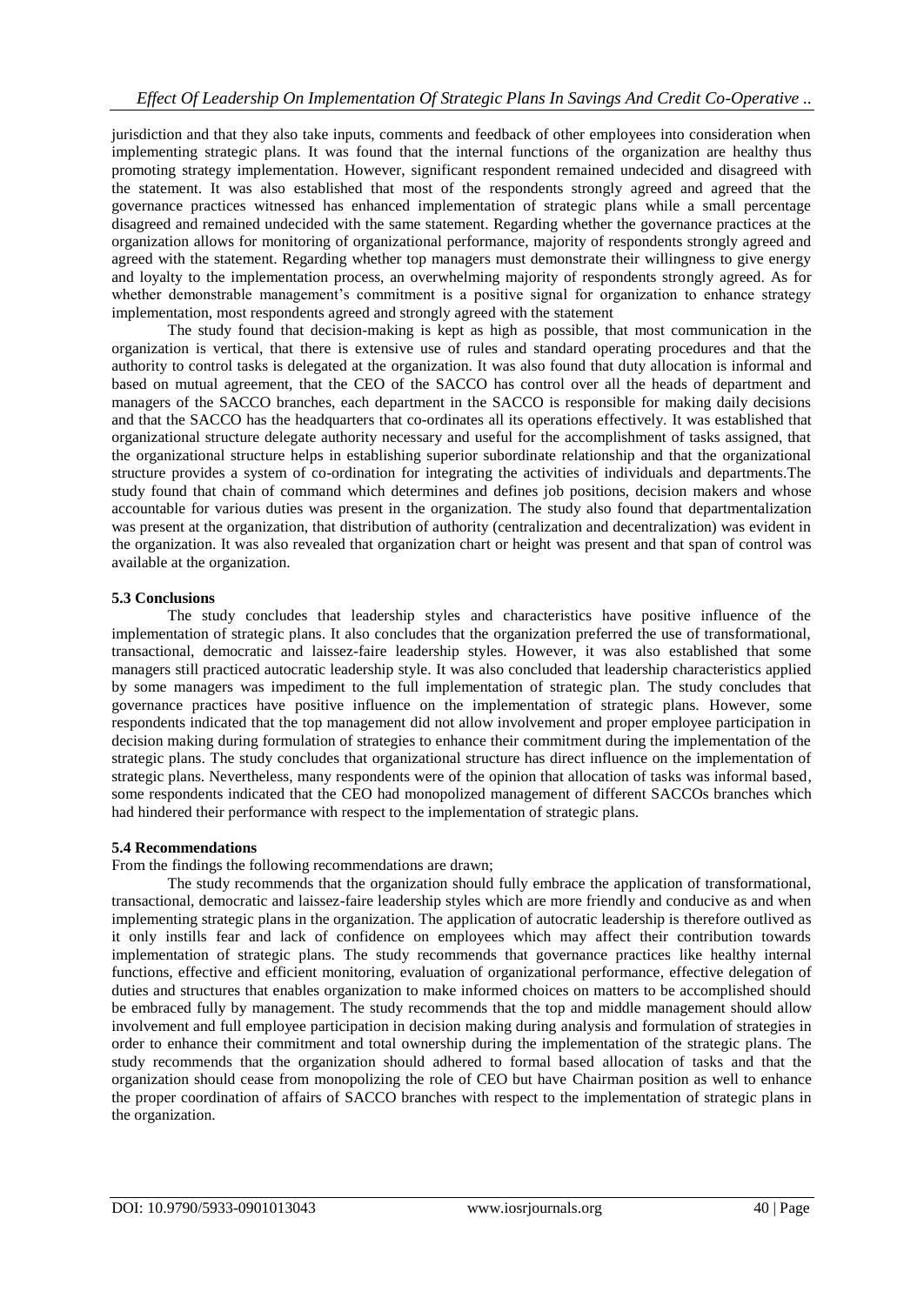jurisdiction and that they also take inputs, comments and feedback of other employees into consideration when implementing strategic plans. It was found that the internal functions of the organization are healthy thus promoting strategy implementation. However, significant respondent remained undecided and disagreed with the statement. It was also established that most of the respondents strongly agreed and agreed that the governance practices witnessed has enhanced implementation of strategic plans while a small percentage disagreed and remained undecided with the same statement. Regarding whether the governance practices at the organization allows for monitoring of organizational performance, majority of respondents strongly agreed and agreed with the statement. Regarding whether top managers must demonstrate their willingness to give energy and loyalty to the implementation process, an overwhelming majority of respondents strongly agreed. As for whether demonstrable management's commitment is a positive signal for organization to enhance strategy implementation, most respondents agreed and strongly agreed with the statement

The study found that decision-making is kept as high as possible, that most communication in the organization is vertical, that there is extensive use of rules and standard operating procedures and that the authority to control tasks is delegated at the organization. It was also found that duty allocation is informal and based on mutual agreement, that the CEO of the SACCO has control over all the heads of department and managers of the SACCO branches, each department in the SACCO is responsible for making daily decisions and that the SACCO has the headquarters that co-ordinates all its operations effectively. It was established that organizational structure delegate authority necessary and useful for the accomplishment of tasks assigned, that the organizational structure helps in establishing superior subordinate relationship and that the organizational structure provides a system of co-ordination for integrating the activities of individuals and departments.The study found that chain of command which determines and defines job positions, decision makers and whose accountable for various duties was present in the organization. The study also found that departmentalization was present at the organization, that distribution of authority (centralization and decentralization) was evident in the organization. It was also revealed that organization chart or height was present and that span of control was available at the organization.

### 5.3 Conclusions

The study concludes that leadership styles and characteristics have positive influence of the implementation of strategic plans. It also concludes that the organization preferred the use of transformational, transactional, democratic and laissez-faire leadership styles. However, it was also established that some managers still practiced autocratic leadership style. It was also concluded that leadership characteristics applied by some managers was impediment to the full implementation of strategic plan. The study concludes that governance practices have positive influence on the implementation of strategic plans. However, some respondents indicated that the top management did not allow involvement and proper employee participation in decision making during formulation of strategies to enhance their commitment during the implementation of the strategic plans. The study concludes that organizational structure has direct influence on the implementation of strategic plans. Nevertheless, many respondents were of the opinion that allocation of tasks was informal based, some respondents indicated that the CEO had monopolized management of different SACCOs branches which had hindered their performance with respect to the implementation of strategic plans.

### 5.4 Recommendations

From the findings the following recommendations are drawn;

The study recommends that the organization should fully embrace the application of transformational, transactional, democratic and laissez-faire leadership styles which are more friendly and conducive as and when implementing strategic plans in the organization. The application of autocratic leadership is therefore outlived as it only instills fear and lack of confidence on employees which may affect their contribution towards implementation of strategic plans. The study recommends that governance practices like healthy internal functions, effective and efficient monitoring, evaluation of organizational performance, effective delegation of duties and structures that enables organization to make informed choices on matters to be accomplished should be embraced fully by management. The study recommends that the top and middle management should allow involvement and full employee participation in decision making during analysis and formulation of strategies in order to enhance their commitment and total ownership during the implementation of the strategic plans. The study recommends that the organization should adhered to formal based allocation of tasks and that the organization should cease from monopolizing the role of CEO but have Chairman position as well to enhance the proper coordination of affairs of SACCO branches with respect to the implementation of strategic plans in the organization.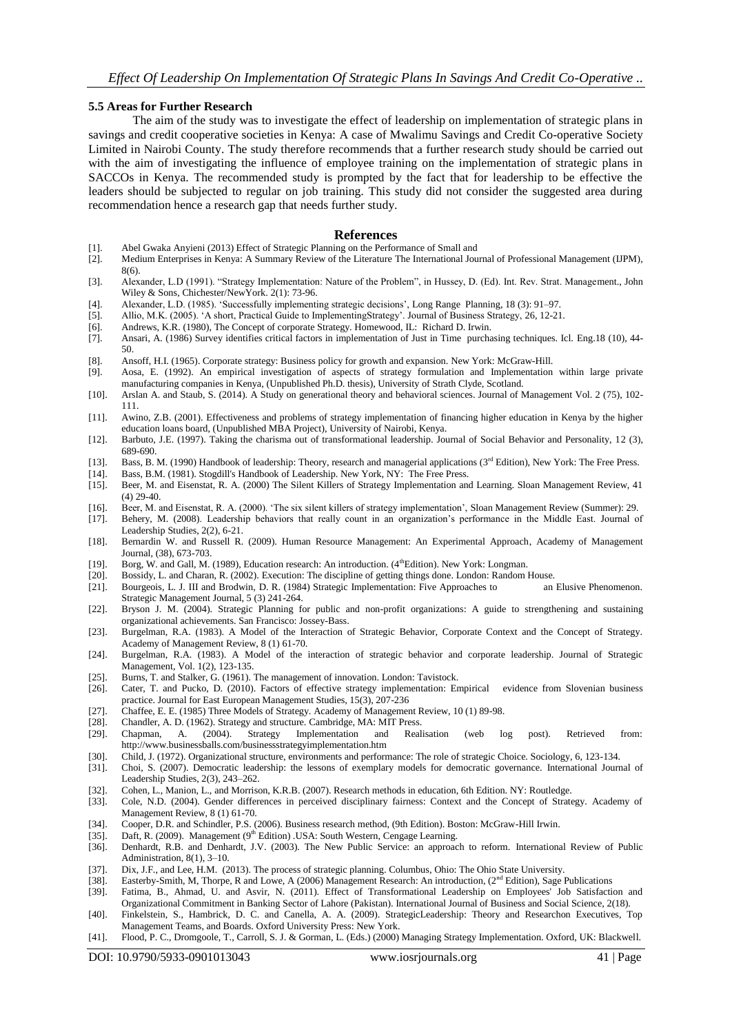### 5.5 Areas for Further Research

The aim of the study was to investigate the effect of leadership on implementation of strategic plans in savings and credit cooperative societies in Kenya: A case of Mwalimu Savings and Credit Co-operative Society Limited in Nairobi County. The study therefore recommends that a further research study should be carried out with the aim of investigating the influence of employee training on the implementation of strategic plans in SACCOs in Kenya. The recommended study is prompted by the fact that for leadership to be effective the leaders should be subjected to regular on job training. This study did not consider the suggested area during recommendation hence a research gap that needs further study.

## References

[1]. Abel Gwaka Anyieni (2013) Effect of Strategic Planning on the Performance of Small and

[2]. Medium Enterprises in Kenya: A Summary Review of the Literature The International Journal of Professional Management (IJPM), 8(6).

[3]. Alexander, L.D (1991). "Strategy Implementation: Nature of the Problem", in Hussey, D. (Ed). Int. Rev. Strat. Management., John Wiley & Sons, Chichester/NewYork. 2(1): 73-96.

[4]. Alexander, L.D. (1985). 'Successfully implementing strategic decisions', Long Range Planning, 18 (3): 91–97.

[5]. Allio, M.K. (2005). 'A short, Practical Guide to ImplementingStrategy'. Journal of Business Strategy, 26, 12-21.

[6]. Andrews, K.R. (1980), The Concept of corporate Strategy. Homewood, IL: Richard D. Irwin.

[7]. Ansari, A. (1986) Survey identifies critical factors in implementation of Just in Time purchasing techniques. Icl. Eng.18 (10), 44-50.

[8]. Ansoff, H.I. (1965). Corporate strategy: Business policy for growth and expansion. New York: McGraw-Hill.

[9]. Aosa, E. (1992). An empirical investigation of aspects of strategy formulation and Implementation within large private manufacturing companies in Kenya, (Unpublished Ph.D. thesis), University of Strath Clyde, Scotland.

[10]. Arslan A. and Staub, S. (2014). A Study on generational theory and behavioral sciences. Journal of Management Vol. 2 (75), 102-111.

[11]. Awino, Z.B. (2001). Effectiveness and problems of strategy implementation of financing higher education in Kenya by the higher education loans board, (Unpublished MBA Project), University of Nairobi, Kenya.

[12]. Barbuto, J.E. (1997). Taking the charisma out of transformational leadership. Journal of Social Behavior and Personality, 12 (3), 689-690.

[13]. Bass, B. M. (1990) Handbook of leadership: Theory, research and managerial applications (3rd Edition), New York: The Free Press.

[14]. Bass, B.M. (1981). Stogdill's Handbook of Leadership. New York, NY: The Free Press.

[15]. Beer, M. and Eisenstat, R. A. (2000) The Silent Killers of Strategy Implementation and Learning. Sloan Management Review, 41 (4) 29-40.

[16]. Beer, M. and Eisenstat, R. A. (2000). 'The six silent killers of strategy implementation', Sloan Management Review (Summer): 29.

[17]. Behery, M. (2008). Leadership behaviors that really count in an organization's performance in the Middle East. Journal of Leadership Studies, 2(2), 6-21.

[18]. Bernardin W. and Russell R. (2009). Human Resource Management: An Experimental Approach, Academy of Management Journal, (38), 673-703.

[19]. Borg, W. and Gall, M. (1989), Education research: An introduction. (4thEdition). New York: Longman.

[20]. Bossidy, L. and Charan, R. (2002). Execution: The discipline of getting things done. London: Random House.

[21]. Bourgeois, L. J. III and Brodwin, D. R. (1984) Strategic Implementation: Five Approaches to an Elusive Phenomenon. Strategic Management Journal, 5 (3) 241-264.

[22]. Bryson J. M. (2004). Strategic Planning for public and non-profit organizations: A guide to strengthening and sustaining organizational achievements. San Francisco: Jossey-Bass.

[23]. Burgelman, R.A. (1983). A Model of the Interaction of Strategic Behavior, Corporate Context and the Concept of Strategy. Academy of Management Review, 8 (1) 61-70.

[24]. Burgelman, R.A. (1983). A Model of the interaction of strategic behavior and corporate leadership. Journal of Strategic Management, Vol. 1(2), 123-135.

[25]. Burns, T. and Stalker, G. (1961). The management of innovation. London: Tavistock.

[26]. Cater, T. and Pucko, D. (2010). Factors of effective strategy implementation: Empirical evidence from Slovenian business practice. Journal for East European Management Studies, 15(3), 207-236

[27]. Chaffee, E. E. (1985) Three Models of Strategy. Academy of Management Review, 10 (1) 89-98.

[28]. Chandler, A. D. (1962). Strategy and structure. Cambridge, MA: MIT Press.

[29]. Chapman, A. (2004). Strategy Implementation and Realisation (web log post). Retrieved from: http://www.businessballs.com/businessstrategyimplementation.htm

[30]. Child, J. (1972). Organizational structure, environments and performance: The role of strategic Choice. Sociology, 6, 123-134.

[31]. Choi, S. (2007). Democratic leadership: the lessons of exemplary models for democratic governance. International Journal of Leadership Studies, 2(3), 243–262.

[32]. Cohen, L., Manion, L., and Morrison, K.R.B. (2007). Research methods in education, 6th Edition. NY: Routledge.

[33]. Cole, N.D. (2004). Gender differences in perceived disciplinary fairness: Context and the Concept of Strategy. Academy of Management Review, 8 (1) 61-70.

[34]. Cooper, D.R. and Schindler, P.S. (2006). Business research method, (9th Edition). Boston: McGraw-Hill Irwin.

[35]. Daft, R. (2009). Management (9th Edition) .USA: South Western, Cengage Learning.

[36]. Denhardt, R.B. and Denhardt, J.V. (2003). The New Public Service: an approach to reform. International Review of Public Administration, 8(1), 3–10.

[37]. Dix, J.F., and Lee, H.M. (2013). The process of strategic planning. Columbus, Ohio: The Ohio State University.

[38]. Easterby-Smith, M, Thorpe, R and Lowe, A (2006) Management Research: An introduction, (2nd Edition), Sage Publications

[39]. Fatima, B., Ahmad, U. and Asvir, N. (2011). Effect of Transformational Leadership on Employees' Job Satisfaction and Organizational Commitment in Banking Sector of Lahore (Pakistan). International Journal of Business and Social Science, 2(18).

[40]. Finkelstein, S., Hambrick, D. C. and Canella, A. A. (2009). StrategicLeadership: Theory and Researchon Executives, Top Management Teams, and Boards. Oxford University Press: New York.

[41]. Flood, P. C., Dromgoole, T., Carroll, S. J. & Gorman, L. (Eds.) (2000) Managing Strategy Implementation. Oxford, UK: Blackwell.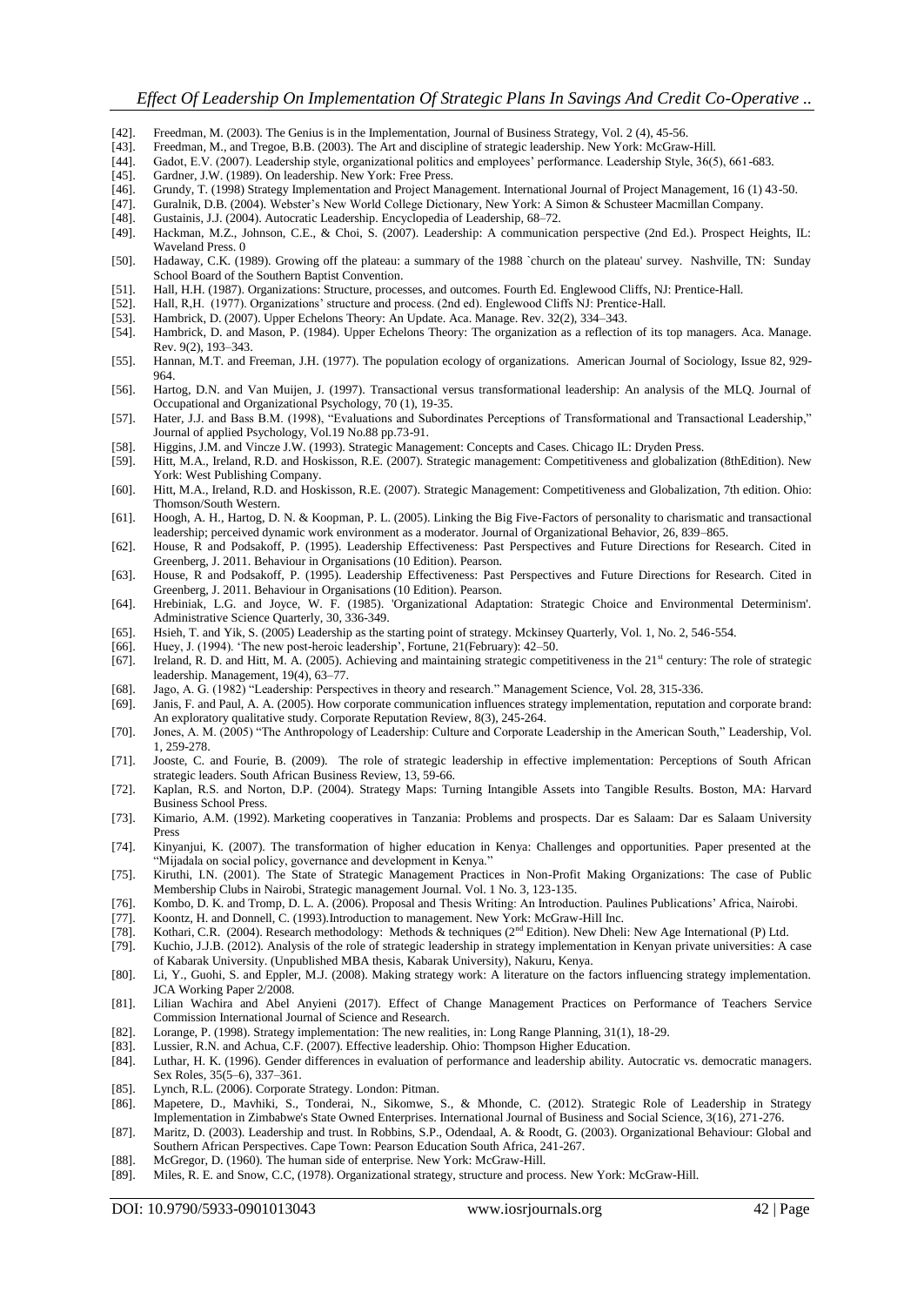[42]. Freedman, M. (2003). The Genius is in the Implementation, Journal of Business Strategy, Vol. 2 (4), 45-56.

[43]. Freedman, M., and Tregoe, B.B. (2003). The Art and discipline of strategic leadership. New York: McGraw-Hill.

[44]. Gadot, E.V. (2007). Leadership style, organizational politics and employees' performance. Leadership Style, 36(5), 661-683.

[45]. Gardner, J.W. (1989). On leadership. New York: Free Press.

[46]. Grundy, T. (1998) Strategy Implementation and Project Management. International Journal of Project Management, 16 (1) 43-50.

[47]. Guralnik, D.B. (2004). Webster's New World College Dictionary, New York: A Simon & Schusteer Macmillan Company.

[48]. Gustainis, J.J. (2004). Autocratic Leadership. Encyclopedia of Leadership, 68–72.

[49]. Hackman, M.Z., Johnson, C.E., & Choi, S. (2007). Leadership: A communication perspective (2nd Ed.). Prospect Heights, IL: Waveland Press. 0

[50]. Hadaway, C.K. (1989). Growing off the plateau: a summary of the 1988 `church on the plateau' survey. Nashville, TN: Sunday School Board of the Southern Baptist Convention.

[51]. Hall, H.H. (1987). Organizations: Structure, processes, and outcomes. Fourth Ed. Englewood Cliffs, NJ: Prentice-Hall.

[52]. Hall, R,H. (1977). Organizations' structure and process. (2nd ed). Englewood Cliffs NJ: Prentice-Hall.

[53]. Hambrick, D. (2007). Upper Echelons Theory: An Update. Aca. Manage. Rev. 32(2), 334–343.

[54]. Hambrick, D. and Mason, P. (1984). Upper Echelons Theory: The organization as a reflection of its top managers. Aca. Manage. Rev. 9(2), 193–343.

[55]. Hannan, M.T. and Freeman, J.H. (1977). The population ecology of organizations. American Journal of Sociology, Issue 82, 929-964.

[56]. Hartog, D.N. and Van Muijen, J. (1997). Transactional versus transformational leadership: An analysis of the MLQ. Journal of Occupational and Organizational Psychology, 70 (1), 19-35.

[57]. Hater, J.J. and Bass B.M. (1998), "Evaluations and Subordinates Perceptions of Transformational and Transactional Leadership," Journal of applied Psychology, Vol.19 No.88 pp.73-91.

[58]. Higgins, J.M. and Vincze J.W. (1993). Strategic Management: Concepts and Cases. Chicago IL: Dryden Press.

[59]. Hitt, M.A., Ireland, R.D. and Hoskisson, R.E. (2007). Strategic management: Competitiveness and globalization (8thEdition). New York: West Publishing Company.

[60]. Hitt, M.A., Ireland, R.D. and Hoskisson, R.E. (2007). Strategic Management: Competitiveness and Globalization, 7th edition. Ohio: Thomson/South Western.

[61]. Hoogh, A. H., Hartog, D. N. & Koopman, P. L. (2005). Linking the Big Five-Factors of personality to charismatic and transactional leadership; perceived dynamic work environment as a moderator. Journal of Organizational Behavior, 26, 839–865.

[62]. House, R and Podsakoff, P. (1995). Leadership Effectiveness: Past Perspectives and Future Directions for Research. Cited in Greenberg, J. 2011. Behaviour in Organisations (10 Edition). Pearson.

[63]. House, R and Podsakoff, P. (1995). Leadership Effectiveness: Past Perspectives and Future Directions for Research. Cited in Greenberg, J. 2011. Behaviour in Organisations (10 Edition). Pearson.

[64]. Hrebiniak, L.G. and Joyce, W. F. (1985). 'Organizational Adaptation: Strategic Choice and Environmental Determinism'. Administrative Science Quarterly, 30, 336-349.

[65]. Hsieh, T. and Yik, S. (2005) Leadership as the starting point of strategy. Mckinsey Quarterly, Vol. 1, No. 2, 546-554.

[66]. Huey, J. (1994). 'The new post-heroic leadership', Fortune, 21(February): 42–50.

[67]. Ireland, R. D. and Hitt, M. A. (2005). Achieving and maintaining strategic competitiveness in the 21st century: The role of strategic leadership. Management, 19(4), 63–77.

[68]. Jago, A. G. (1982) "Leadership: Perspectives in theory and research." Management Science, Vol. 28, 315-336.

[69]. Janis, F. and Paul, A. A. (2005). How corporate communication influences strategy implementation, reputation and corporate brand: An exploratory qualitative study. Corporate Reputation Review, 8(3), 245-264.

[70]. Jones, A. M. (2005) "The Anthropology of Leadership: Culture and Corporate Leadership in the American South," Leadership, Vol. 1, 259-278.

[71]. Jooste, C. and Fourie, B. (2009). The role of strategic leadership in effective implementation: Perceptions of South African strategic leaders. South African Business Review, 13, 59-66.

[72]. Kaplan, R.S. and Norton, D.P. (2004). Strategy Maps: Turning Intangible Assets into Tangible Results. Boston, MA: Harvard Business School Press.

[73]. Kimario, A.M. (1992). Marketing cooperatives in Tanzania: Problems and prospects. Dar es Salaam: Dar es Salaam University Press

[74]. Kinyanjui, K. (2007). The transformation of higher education in Kenya: Challenges and opportunities. Paper presented at the "Mijadala on social policy, governance and development in Kenya."

[75]. Kiruthi, I.N. (2001). The State of Strategic Management Practices in Non-Profit Making Organizations: The case of Public Membership Clubs in Nairobi, Strategic management Journal. Vol. 1 No. 3, 123-135.

[76]. Kombo, D. K. and Tromp, D. L. A. (2006). Proposal and Thesis Writing: An Introduction. Paulines Publications' Africa, Nairobi.

[77]. Koontz, H. and Donnell, C. (1993).Introduction to management. New York: McGraw-Hill Inc.

[78]. Kothari, C.R. (2004). Research methodology: Methods & techniques (2nd Edition). New Dheli: New Age International (P) Ltd.

[79]. Kuchio, J.J.B. (2012). Analysis of the role of strategic leadership in strategy implementation in Kenyan private universities: A case of Kabarak University. (Unpublished MBA thesis, Kabarak University), Nakuru, Kenya.

[80]. Li, Y., Guohi, S. and Eppler, M.J. (2008). Making strategy work: A literature on the factors influencing strategy implementation. JCA Working Paper 2/2008.

[81]. Lilian Wachira and Abel Anyieni (2017). Effect of Change Management Practices on Performance of Teachers Service Commission International Journal of Science and Research.

[82]. Lorange, P. (1998). Strategy implementation: The new realities, in: Long Range Planning, 31(1), 18-29.

[83]. Lussier, R.N. and Achua, C.F. (2007). Effective leadership. Ohio: Thompson Higher Education.

[84]. Luthar, H. K. (1996). Gender differences in evaluation of performance and leadership ability. Autocratic vs. democratic managers. Sex Roles, 35(5–6), 337–361.

[85]. Lynch, R.L. (2006). Corporate Strategy. London: Pitman.

[86]. Mapetere, D., Mavhiki, S., Tonderai, N., Sikomwe, S., & Mhonde, C. (2012). Strategic Role of Leadership in Strategy Implementation in Zimbabwe's State Owned Enterprises. International Journal of Business and Social Science, 3(16), 271-276.

[87]. Maritz, D. (2003). Leadership and trust. In Robbins, S.P., Odendaal, A. & Roodt, G. (2003). Organizational Behaviour: Global and Southern African Perspectives. Cape Town: Pearson Education South Africa, 241-267.

[88]. McGregor, D. (1960). The human side of enterprise. New York: McGraw-Hill.

[89]. Miles, R. E. and Snow, C.C, (1978). Organizational strategy, structure and process. New York: McGraw-Hill.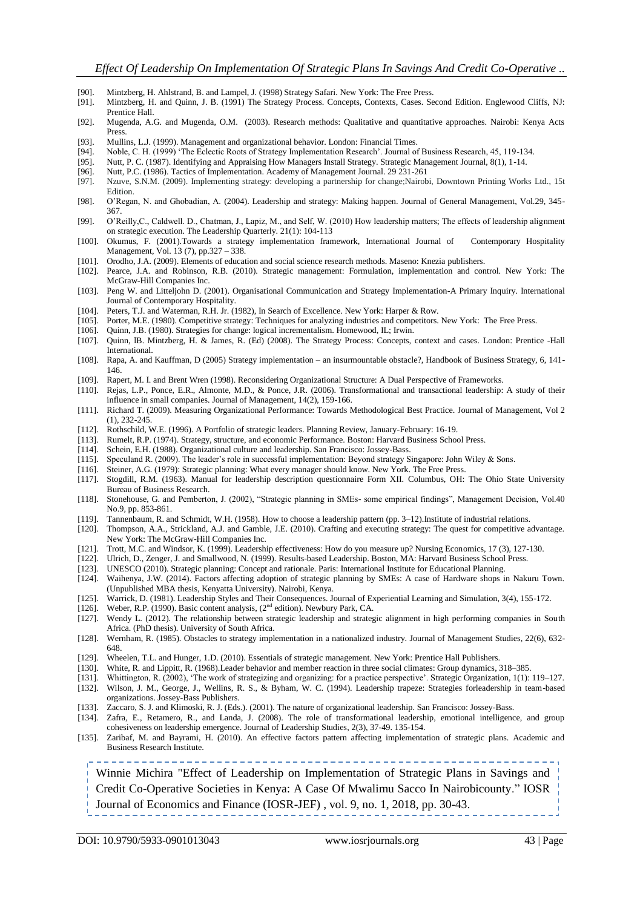[90]. Mintzberg, H. Ahlstrand, B. and Lampel, J. (1998) Strategy Safari. New York: The Free Press.

[91]. Mintzberg, H. and Quinn, J. B. (1991) The Strategy Process. Concepts, Contexts, Cases. Second Edition. Englewood Cliffs, NJ: Prentice Hall.

[92]. Mugenda, A.G. and Mugenda, O.M. (2003). Research methods: Qualitative and quantitative approaches. Nairobi: Kenya Acts Press.

[93]. Mullins, L.J. (1999). Management and organizational behavior. London: Financial Times.

[94]. Noble, C. H. (1999) 'The Eclectic Roots of Strategy Implementation Research'. Journal of Business Research, 45, 119-134.

[95]. Nutt, P. C. (1987). Identifying and Appraising How Managers Install Strategy. Strategic Management Journal, 8(1), 1-14.

[96]. Nutt, P.C. (1986). Tactics of Implementation. Academy of Management Journal. 29 231-261

[97]. Nzuve, S.N.M. (2009). Implementing strategy: developing a partnership for change;Nairobi, Downtown Printing Works Ltd., 15t Edition.

[98]. O'Regan, N. and Ghobadian, A. (2004). Leadership and strategy: Making happen. Journal of General Management, Vol.29, 345-367.

[99]. O'Reilly,C., Caldwell. D., Chatman, J., Lapiz, M., and Self, W. (2010) How leadership matters; The effects of leadership alignment on strategic execution. The Leadership Quarterly. 21(1): 104-113

[100]. Okumus, F. (2001).Towards a strategy implementation framework, International Journal of Contemporary Hospitality Management, Vol. 13 (7), pp.327 – 338.

[101]. Orodho, J.A. (2009). Elements of education and social science research methods. Maseno: Knezia publishers.

[102]. Pearce, J.A. and Robinson, R.B. (2010). Strategic management: Formulation, implementation and control. New York: The McGraw-Hill Companies Inc.

[103]. Peng W. and Litteljohn D. (2001). Organisational Communication and Strategy Implementation-A Primary Inquiry. International Journal of Contemporary Hospitality.

[104]. Peters, T.J. and Waterman, R.H. Jr. (1982), In Search of Excellence. New York: Harper & Row.

[105]. Porter, M.E. (1980). Competitive strategy: Techniques for analyzing industries and competitors. New York: The Free Press.

[106]. Quinn, J.B. (1980). Strategies for change: logical incrementalism. Homewood, IL; Irwin.

[107]. Quinn, lB. Mintzberg, H. & James, R. (Ed) (2008). The Strategy Process: Concepts, context and cases. London: Prentice -Hall International.

[108]. Rapa, A. and Kauffman, D (2005) Strategy implementation – an insurmountable obstacle?, Handbook of Business Strategy, 6, 141-146.

[109]. Rapert, M. I. and Brent Wren (1998). Reconsidering Organizational Structure: A Dual Perspective of Frameworks.

[110]. Rejas, L.P., Ponce, E.R., Almonte, M.D., & Ponce, J.R. (2006). Transformational and transactional leadership: A study of their influence in small companies. Journal of Management, 14(2), 159-166.

[111]. Richard T. (2009). Measuring Organizational Performance: Towards Methodological Best Practice. Journal of Management, Vol 2 (1), 232-245.

[112]. Rothschild, W.E. (1996). A Portfolio of strategic leaders. Planning Review, January-February: 16-19.

[113]. Rumelt, R.P. (1974). Strategy, structure, and economic Performance. Boston: Harvard Business School Press.

[114]. Schein, E.H. (1988). Organizational culture and leadership. San Francisco: Jossey-Bass.

[115]. Speculand R. (2009). The leader's role in successful implementation: Beyond strategy Singapore: John Wiley & Sons.

[116]. Steiner, A.G. (1979): Strategic planning: What every manager should know. New York. The Free Press.

[117]. Stogdill, R.M. (1963). Manual for leadership description questionnaire Form XII. Columbus, OH: The Ohio State University Bureau of Business Research.

[118]. Stonehouse, G. and Pemberton, J. (2002), "Strategic planning in SMEs- some empirical findings", Management Decision, Vol.40 No.9, pp. 853-861.

[119]. Tannenbaum, R. and Schmidt, W.H. (1958). How to choose a leadership pattern (pp. 3–12).Institute of industrial relations.

[120]. Thompson, A.A., Strickland, A.J. and Gamble, J.E. (2010). Crafting and executing strategy: The quest for competitive advantage. New York: The McGraw-Hill Companies Inc.

[121]. Trott, M.C. and Windsor, K. (1999). Leadership effectiveness: How do you measure up? Nursing Economics, 17 (3), 127-130.

[122]. Ulrich, D., Zenger, J. and Smallwood, N. (1999). Results-based Leadership. Boston, MA: Harvard Business School Press.

[123]. UNESCO (2010). Strategic planning: Concept and rationale. Paris: International Institute for Educational Planning.

[124]. Waihenya, J.W. (2014). Factors affecting adoption of strategic planning by SMEs: A case of Hardware shops in Nakuru Town. (Unpublished MBA thesis, Kenyatta University). Nairobi, Kenya.

[125]. Warrick, D. (1981). Leadership Styles and Their Consequences. Journal of Experiential Learning and Simulation, 3(4), 155-172.

[126]. Weber, R.P. (1990). Basic content analysis, (2nd edition). Newbury Park, CA.

[127]. Wendy L. (2012). The relationship between strategic leadership and strategic alignment in high performing companies in South Africa. (PhD thesis). University of South Africa.

[128]. Wernham, R. (1985). Obstacles to strategy implementation in a nationalized industry. Journal of Management Studies, 22(6), 632-648.

[129]. Wheelen, T.L. and Hunger, 1.D. (2010). Essentials of strategic management. New York: Prentice Hall Publishers.

[130]. White, R. and Lippitt, R. (1968).Leader behavior and member reaction in three social climates: Group dynamics, 318–385.

[131]. Whittington, R. (2002), 'The work of strategizing and organizing: for a practice perspective'. Strategic Organization, 1(1): 119–127.

[132]. Wilson, J. M., George, J., Wellins, R. S., & Byham, W. C. (1994). Leadership trapeze: Strategies forleadership in team-based organizations. Jossey-Bass Publishers.

[133]. Zaccaro, S. J. and Klimoski, R. J. (Eds.). (2001). The nature of organizational leadership. San Francisco: Jossey-Bass.

[134]. Zafra, E., Retamero, R., and Landa, J. (2008). The role of transformational leadership, emotional intelligence, and group cohesiveness on leadership emergence. Journal of Leadership Studies, 2(3), 37-49. 135-154.

[135]. Zaribaf, M. and Bayrami, H. (2010). An effective factors pattern affecting implementation of strategic plans. Academic and Business Research Institute.

Winnie Michira "Effect of Leadership on Implementation of Strategic Plans in Savings and Credit Co-Operative Societies in Kenya: A Case Of Mwalimu Sacco In Nairobicounty." IOSR Journal of Economics and Finance (IOSR-JEF) , vol. 9, no. 1, 2018, pp. 30-43.